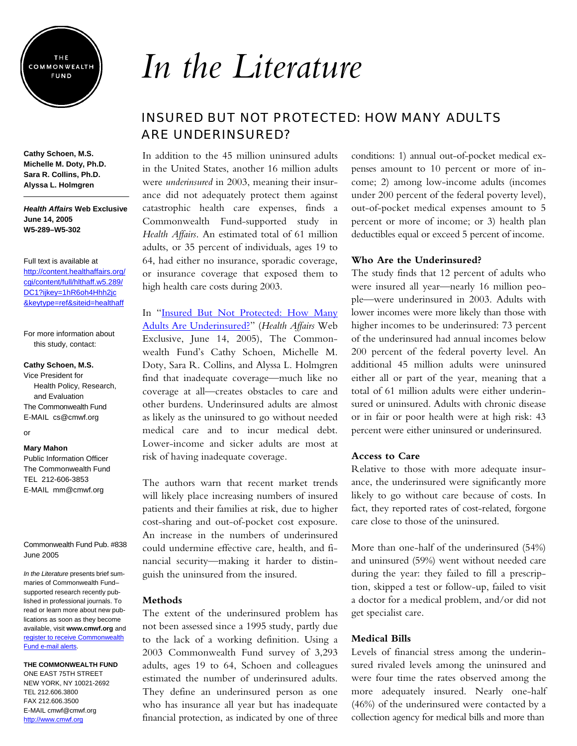THE COMMONWEALTH FUND

# In the Literature

## INSURED BUT NOT PROTECTED: HOW MANY ADULTS ARE UNDERINSURED?

**Cathy Schoen, M.S.**
**Michelle M. Doty, Ph.D.**
**Sara R. Collins, Ph.D.**
**Alyssa L. Holmgren**

***Health Affairs* Web Exclusive**
**June 14, 2005**
**W5-289–W5-302**

Full text is available at http://content.healthaffairs.org/cgi/content/full/hlthaff.w5.289/DC1?ijkey=1hR6oh4Hhh2jc&keytype=ref&siteid=healthaff

For more information about this study, contact:

**Cathy Schoen, M.S.**
Vice President for Health Policy, Research, and Evaluation
The Commonwealth Fund
E-MAIL cs@cmwf.org

or

**Mary Mahon**
Public Information Officer
The Commonwealth Fund
TEL 212-606-3853
E-MAIL mm@cmwf.org

Commonwealth Fund Pub. #838
June 2005

*In the Literature* presents brief summaries of Commonwealth Fund–supported research recently published in professional journals. To read or learn more about new publications as soon as they become available, visit **www.cmwf.org** and register to receive Commonwealth Fund e-mail alerts.

**THE COMMONWEALTH FUND**
ONE EAST 75TH STREET
NEW YORK, NY 10021-2692
TEL 212.606.3800
FAX 212.606.3500
E-MAIL cmwf@cmwf.org
http://www.cmwf.org

In addition to the 45 million uninsured adults in the United States, another 16 million adults were *underinsured* in 2003, meaning their insurance did not adequately protect them against catastrophic health care expenses, finds a Commonwealth Fund-supported study in *Health Affairs*. An estimated total of 61 million adults, or 35 percent of individuals, ages 19 to 64, had either no insurance, sporadic coverage, or insurance coverage that exposed them to high health care costs during 2003.

In "Insured But Not Protected: How Many Adults Are Underinsured?" (*Health Affairs* Web Exclusive, June 14, 2005), The Commonwealth Fund's Cathy Schoen, Michelle M. Doty, Sara R. Collins, and Alyssa L. Holmgren find that inadequate coverage—much like no coverage at all—creates obstacles to care and other burdens. Underinsured adults are almost as likely as the uninsured to go without needed medical care and to incur medical debt. Lower-income and sicker adults are most at risk of having inadequate coverage.

The authors warn that recent market trends will likely place increasing numbers of insured patients and their families at risk, due to higher cost-sharing and out-of-pocket cost exposure. An increase in the numbers of underinsured could undermine effective care, health, and financial security—making it harder to distinguish the uninsured from the insured.

### Methods

The extent of the underinsured problem has not been assessed since a 1995 study, partly due to the lack of a working definition. Using a 2003 Commonwealth Fund survey of 3,293 adults, ages 19 to 64, Schoen and colleagues estimated the number of underinsured adults. They define an underinsured person as one who has insurance all year but has inadequate financial protection, as indicated by one of three conditions: 1) annual out-of-pocket medical expenses amount to 10 percent or more of income; 2) among low-income adults (incomes under 200 percent of the federal poverty level), out-of-pocket medical expenses amount to 5 percent or more of income; or 3) health plan deductibles equal or exceed 5 percent of income.

### Who Are the Underinsured?

The study finds that 12 percent of adults who were insured all year—nearly 16 million people—were underinsured in 2003. Adults with lower incomes were more likely than those with higher incomes to be underinsured: 73 percent of the underinsured had annual incomes below 200 percent of the federal poverty level. An additional 45 million adults were uninsured either all or part of the year, meaning that a total of 61 million adults were either underinsured or uninsured. Adults with chronic disease or in fair or poor health were at high risk: 43 percent were either uninsured or underinsured.

### Access to Care

Relative to those with more adequate insurance, the underinsured were significantly more likely to go without care because of costs. In fact, they reported rates of cost-related, forgone care close to those of the uninsured.

More than one-half of the underinsured (54%) and uninsured (59%) went without needed care during the year: they failed to fill a prescription, skipped a test or follow-up, failed to visit a doctor for a medical problem, and/or did not get specialist care.

### Medical Bills

Levels of financial stress among the underinsured rivaled levels among the uninsured and were four time the rates observed among the more adequately insured. Nearly one-half (46%) of the underinsured were contacted by a collection agency for medical bills and more than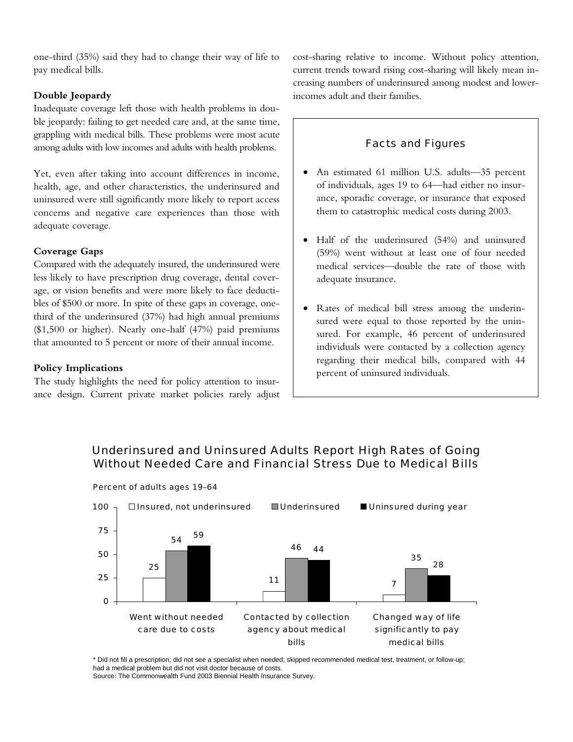one-third (35%) said they had to change their way of life to pay medical bills.

**Double Jeopardy**

Inadequate coverage left those with health problems in double jeopardy: failing to get needed care and, at the same time, grappling with medical bills. These problems were most acute among adults with low incomes and adults with health problems.

Yet, even after taking into account differences in income, health, age, and other characteristics, the underinsured and uninsured were still significantly more likely to report access concerns and negative care experiences than those with adequate coverage.

**Coverage Gaps**

Compared with the adequately insured, the underinsured were less likely to have prescription drug coverage, dental coverage, or vision benefits and were more likely to face deductibles of $500 or more. In spite of these gaps in coverage, one-third of the underinsured (37%) had high annual premiums ($1,500 or higher). Nearly one-half (47%) paid premiums that amounted to 5 percent or more of their annual income.

**Policy Implications**

The study highlights the need for policy attention to insurance design. Current private market policies rarely adjust cost-sharing relative to income. Without policy attention, current trends toward rising cost-sharing will likely mean increasing numbers of underinsured among modest and lower-incomes adult and their families.

## Facts and Figures

- An estimated 61 million U.S. adults—35 percent of individuals, ages 19 to 64—had either no insurance, sporadic coverage, or insurance that exposed them to catastrophic medical costs during 2003.
- Half of the underinsured (54%) and uninsured (59%) went without at least one of four needed medical services—double the rate of those with adequate insurance.
- Rates of medical bill stress among the underinsured were equal to those reported by the uninsured. For example, 46 percent of underinsured individuals were contacted by a collection agency regarding their medical bills, compared with 44 percent of uninsured individuals.

## Underinsured and Uninsured Adults Report High Rates of Going Without Needed Care and Financial Stress Due to Medical Bills

Percent of adults ages 19–64

Insured, not underinsured
Underinsured
Uninsured during year

100
75
50
25
0

25 54 59
Went without needed care due to costs

11 46 44
Contacted by collection agency about medical bills

7 35 28
Changed way of life significantly to pay medical bills

\* Did not fill a prescription; did not see a specialist when needed; skipped recommended medical test, treatment, or follow-up; had a medical problem but did not visit doctor because of costs.

Source: The Commonwealth Fund 2003 Biennial Health Insurance Survey.